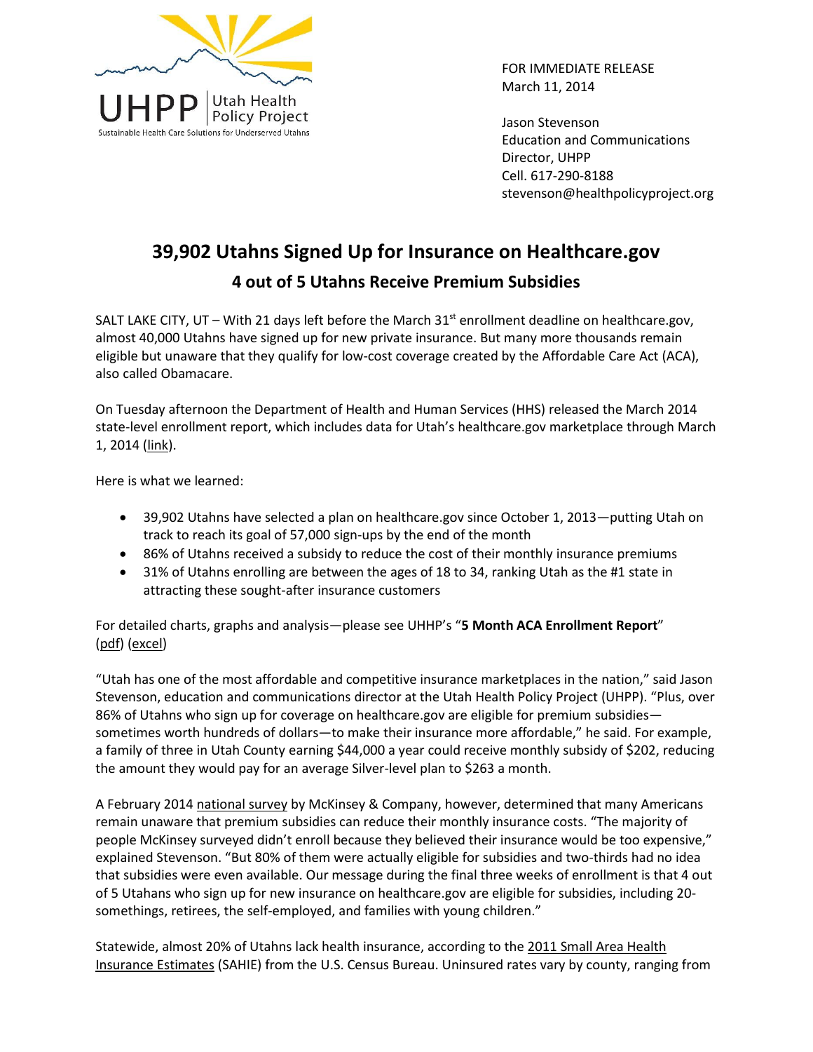UHPP | Utah Health Policy Project
Sustainable Health Care Solutions for Underserved Utahns

FOR IMMEDIATE RELEASE
March 11, 2014

Jason Stevenson
Education and Communications Director, UHPP
Cell. 617-290-8188
stevenson@healthpolicyproject.org

# 39,902 Utahns Signed Up for Insurance on Healthcare.gov

## 4 out of 5 Utahns Receive Premium Subsidies

SALT LAKE CITY, UT – With 21 days left before the March 31st enrollment deadline on healthcare.gov, almost 40,000 Utahns have signed up for new private insurance. But many more thousands remain eligible but unaware that they qualify for low-cost coverage created by the Affordable Care Act (ACA), also called Obamacare.

On Tuesday afternoon the Department of Health and Human Services (HHS) released the March 2014 state-level enrollment report, which includes data for Utah's healthcare.gov marketplace through March 1, 2014 (link).

Here is what we learned:

- 39,902 Utahns have selected a plan on healthcare.gov since October 1, 2013—putting Utah on track to reach its goal of 57,000 sign-ups by the end of the month
- 86% of Utahns received a subsidy to reduce the cost of their monthly insurance premiums
- 31% of Utahns enrolling are between the ages of 18 to 34, ranking Utah as the #1 state in attracting these sought-after insurance customers

For detailed charts, graphs and analysis—please see UHHP's "**5 Month ACA Enrollment Report**" (pdf) (excel)

"Utah has one of the most affordable and competitive insurance marketplaces in the nation," said Jason Stevenson, education and communications director at the Utah Health Policy Project (UHPP). "Plus, over 86% of Utahns who sign up for coverage on healthcare.gov are eligible for premium subsidies—sometimes worth hundreds of dollars—to make their insurance more affordable," he said. For example, a family of three in Utah County earning $44,000 a year could receive monthly subsidy of $202, reducing the amount they would pay for an average Silver-level plan to $263 a month.

A February 2014 national survey by McKinsey & Company, however, determined that many Americans remain unaware that premium subsidies can reduce their monthly insurance costs. "The majority of people McKinsey surveyed didn't enroll because they believed their insurance would be too expensive," explained Stevenson. "But 80% of them were actually eligible for subsidies and two-thirds had no idea that subsidies were even available. Our message during the final three weeks of enrollment is that 4 out of 5 Utahans who sign up for new insurance on healthcare.gov are eligible for subsidies, including 20-somethings, retirees, the self-employed, and families with young children."

Statewide, almost 20% of Utahns lack health insurance, according to the 2011 Small Area Health Insurance Estimates (SAHIE) from the U.S. Census Bureau. Uninsured rates vary by county, ranging from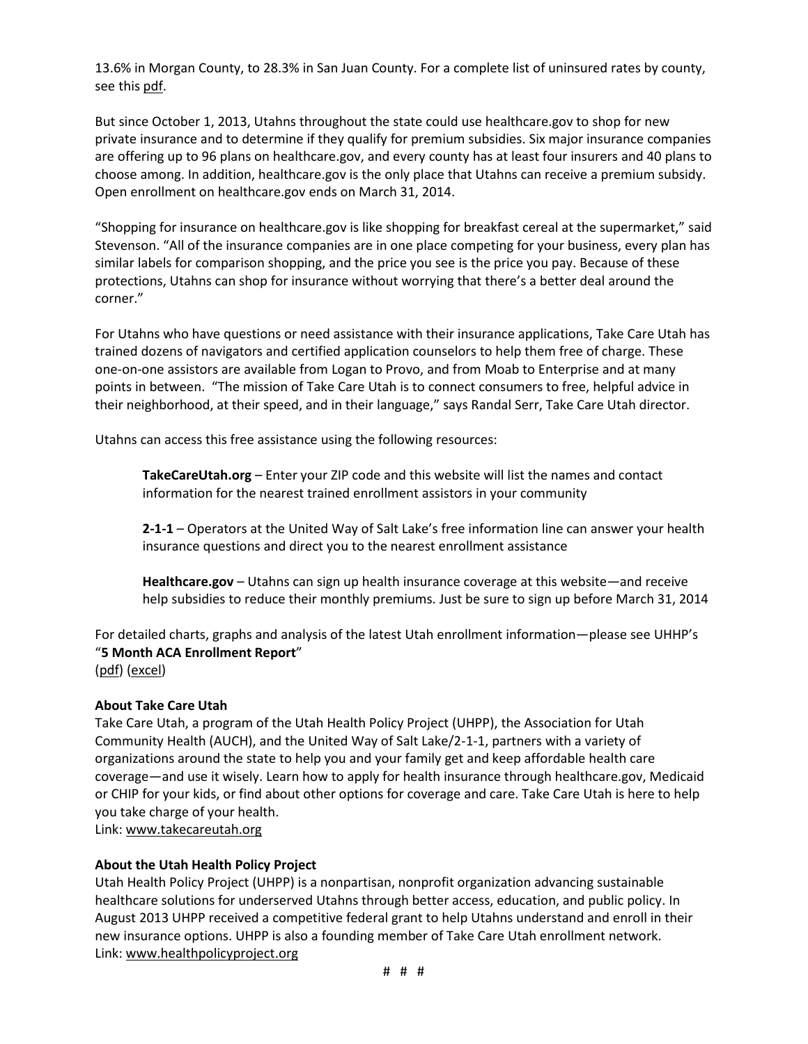13.6% in Morgan County, to 28.3% in San Juan County. For a complete list of uninsured rates by county, see this pdf.

But since October 1, 2013, Utahns throughout the state could use healthcare.gov to shop for new private insurance and to determine if they qualify for premium subsidies. Six major insurance companies are offering up to 96 plans on healthcare.gov, and every county has at least four insurers and 40 plans to choose among. In addition, healthcare.gov is the only place that Utahns can receive a premium subsidy. Open enrollment on healthcare.gov ends on March 31, 2014.

"Shopping for insurance on healthcare.gov is like shopping for breakfast cereal at the supermarket," said Stevenson. "All of the insurance companies are in one place competing for your business, every plan has similar labels for comparison shopping, and the price you see is the price you pay. Because of these protections, Utahns can shop for insurance without worrying that there's a better deal around the corner."

For Utahns who have questions or need assistance with their insurance applications, Take Care Utah has trained dozens of navigators and certified application counselors to help them free of charge. These one-on-one assistors are available from Logan to Provo, and from Moab to Enterprise and at many points in between. "The mission of Take Care Utah is to connect consumers to free, helpful advice in their neighborhood, at their speed, and in their language," says Randal Serr, Take Care Utah director.

Utahns can access this free assistance using the following resources:

> **TakeCareUtah.org** – Enter your ZIP code and this website will list the names and contact information for the nearest trained enrollment assistors in your community
>
> **2-1-1** – Operators at the United Way of Salt Lake's free information line can answer your health insurance questions and direct you to the nearest enrollment assistance
>
> **Healthcare.gov** – Utahns can sign up health insurance coverage at this website—and receive help subsidies to reduce their monthly premiums. Just be sure to sign up before March 31, 2014

For detailed charts, graphs and analysis of the latest Utah enrollment information—please see UHHP's "**5 Month ACA Enrollment Report**"
(pdf) (excel)

**About Take Care Utah**
Take Care Utah, a program of the Utah Health Policy Project (UHPP), the Association for Utah Community Health (AUCH), and the United Way of Salt Lake/2-1-1, partners with a variety of organizations around the state to help you and your family get and keep affordable health care coverage—and use it wisely. Learn how to apply for health insurance through healthcare.gov, Medicaid or CHIP for your kids, or find about other options for coverage and care. Take Care Utah is here to help you take charge of your health.
Link: www.takecareutah.org

**About the Utah Health Policy Project**
Utah Health Policy Project (UHPP) is a nonpartisan, nonprofit organization advancing sustainable healthcare solutions for underserved Utahns through better access, education, and public policy. In August 2013 UHPP received a competitive federal grant to help Utahns understand and enroll in their new insurance options. UHPP is also a founding member of Take Care Utah enrollment network.
Link: www.healthpolicyproject.org

# # #